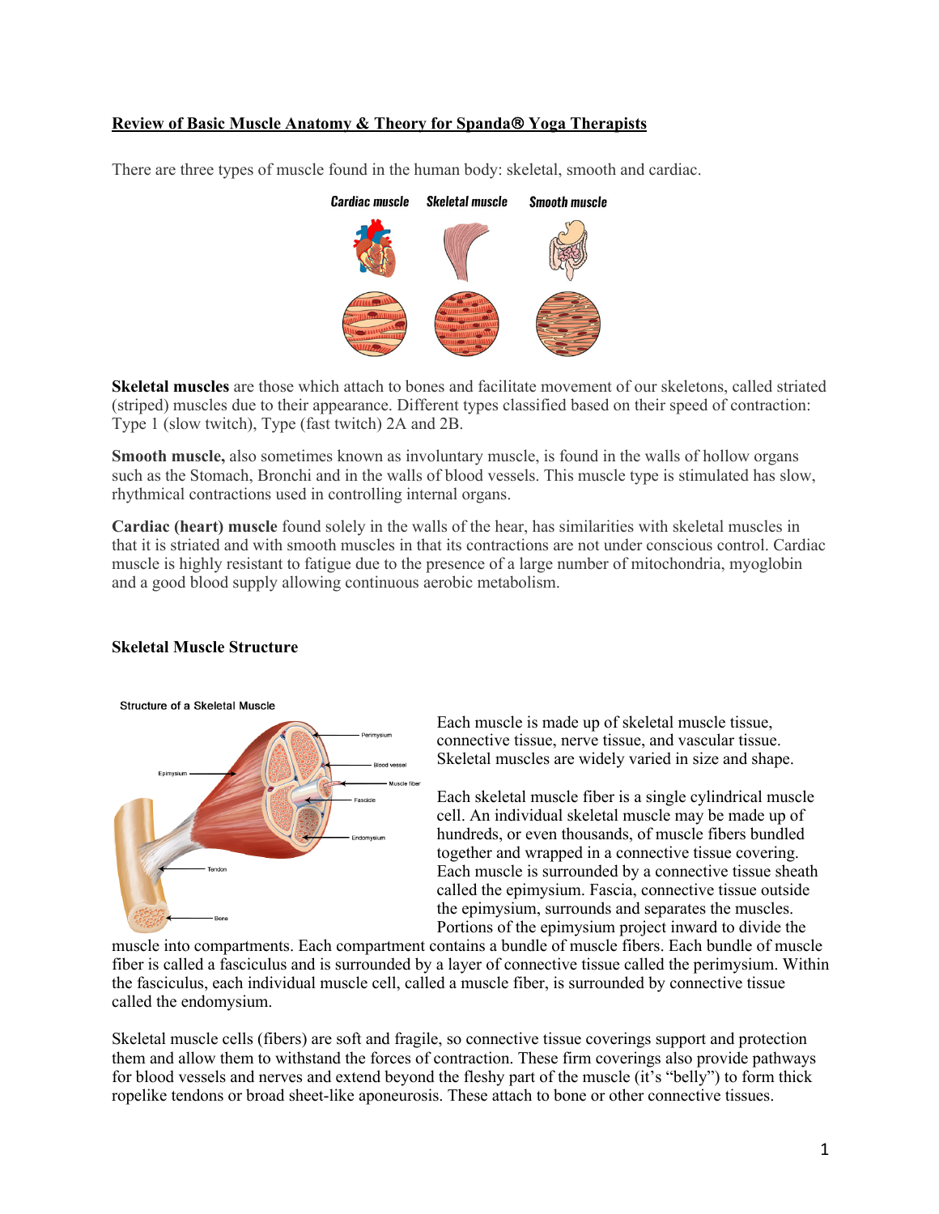**Review of Basic Muscle Anatomy & Theory for Spanda® Yoga Therapists**

There are three types of muscle found in the human body: skeletal, smooth and cardiac.

**Skeletal muscles** are those which attach to bones and facilitate movement of our skeletons, called striated (striped) muscles due to their appearance. Different types classified based on their speed of contraction: Type 1 (slow twitch), Type (fast twitch) 2A and 2B.

**Smooth muscle,** also sometimes known as involuntary muscle, is found in the walls of hollow organs such as the Stomach, Bronchi and in the walls of blood vessels. This muscle type is stimulated has slow, rhythmical contractions used in controlling internal organs.

**Cardiac (heart) muscle** found solely in the walls of the hear, has similarities with skeletal muscles in that it is striated and with smooth muscles in that its contractions are not under conscious control. Cardiac muscle is highly resistant to fatigue due to the presence of a large number of mitochondria, myoglobin and a good blood supply allowing continuous aerobic metabolism.

### Skeletal Muscle Structure

Each muscle is made up of skeletal muscle tissue, connective tissue, nerve tissue, and vascular tissue. Skeletal muscles are widely varied in size and shape.

Each skeletal muscle fiber is a single cylindrical muscle cell. An individual skeletal muscle may be made up of hundreds, or even thousands, of muscle fibers bundled together and wrapped in a connective tissue covering. Each muscle is surrounded by a connective tissue sheath called the epimysium. Fascia, connective tissue outside the epimysium, surrounds and separates the muscles. Portions of the epimysium project inward to divide the muscle into compartments. Each compartment contains a bundle of muscle fibers. Each bundle of muscle fiber is called a fasciculus and is surrounded by a layer of connective tissue called the perimysium. Within the fasciculus, each individual muscle cell, called a muscle fiber, is surrounded by connective tissue called the endomysium.

Skeletal muscle cells (fibers) are soft and fragile, so connective tissue coverings support and protection them and allow them to withstand the forces of contraction. These firm coverings also provide pathways for blood vessels and nerves and extend beyond the fleshy part of the muscle (it's "belly") to form thick ropelike tendons or broad sheet-like aponeurosis. These attach to bone or other connective tissues.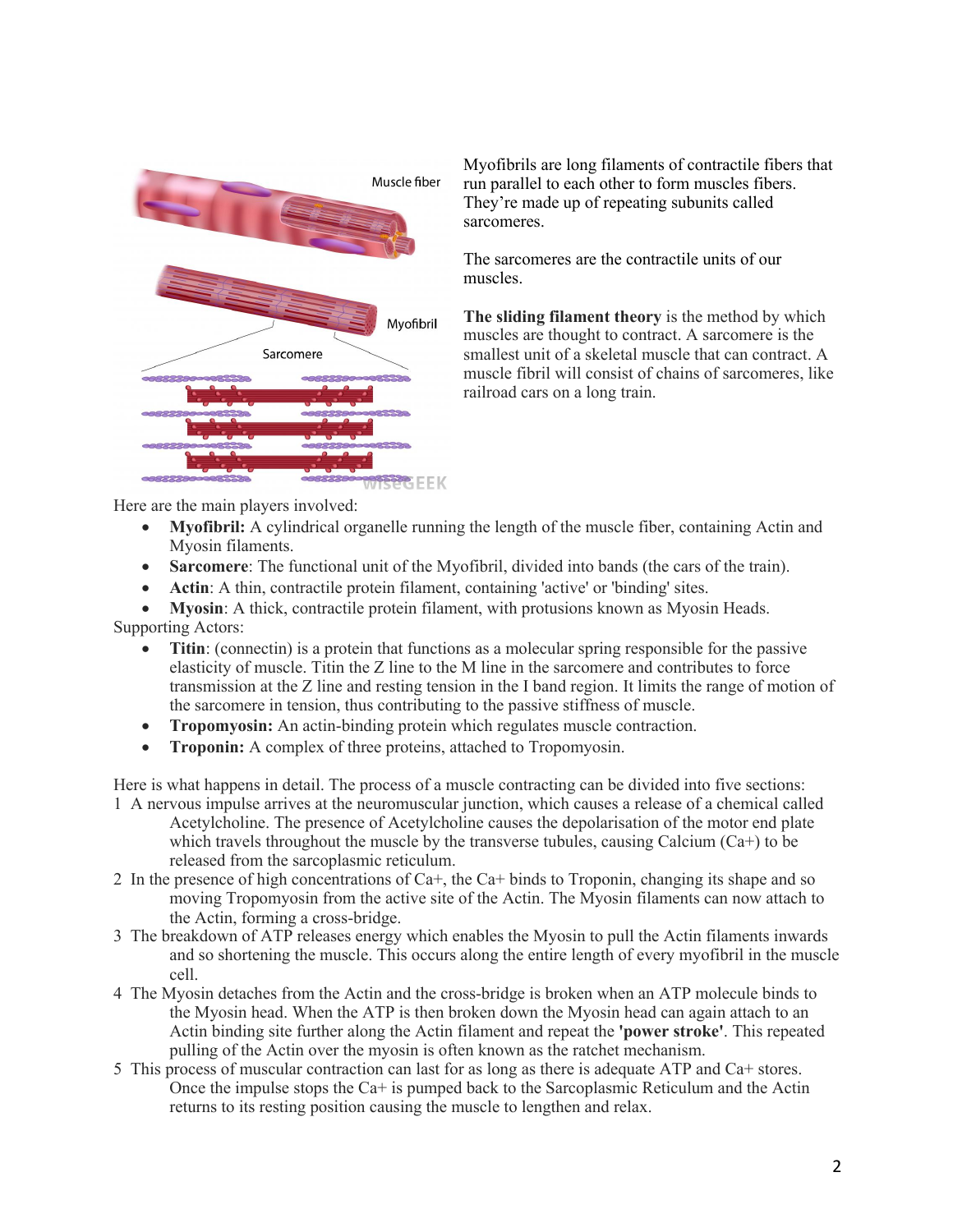Myofibrils are long filaments of contractile fibers that run parallel to each other to form muscles fibers. They're made up of repeating subunits called sarcomeres.

The sarcomeres are the contractile units of our muscles.

**The sliding filament theory** is the method by which muscles are thought to contract. A sarcomere is the smallest unit of a skeletal muscle that can contract. A muscle fibril will consist of chains of sarcomeres, like railroad cars on a long train.

Here are the main players involved:

- **Myofibril:** A cylindrical organelle running the length of the muscle fiber, containing Actin and Myosin filaments.
- **Sarcomere**: The functional unit of the Myofibril, divided into bands (the cars of the train).
- **Actin**: A thin, contractile protein filament, containing 'active' or 'binding' sites.
- **Myosin**: A thick, contractile protein filament, with protusions known as Myosin Heads.

Supporting Actors:

- **Titin**: (connectin) is a protein that functions as a molecular spring responsible for the passive elasticity of muscle. Titin the Z line to the M line in the sarcomere and contributes to force transmission at the Z line and resting tension in the I band region. It limits the range of motion of the sarcomere in tension, thus contributing to the passive stiffness of muscle.
- **Tropomyosin:** An actin-binding protein which regulates muscle contraction.
- **Troponin:** A complex of three proteins, attached to Tropomyosin.

Here is what happens in detail. The process of a muscle contracting can be divided into five sections:

1. A nervous impulse arrives at the neuromuscular junction, which causes a release of a chemical called Acetylcholine. The presence of Acetylcholine causes the depolarisation of the motor end plate which travels throughout the muscle by the transverse tubules, causing Calcium ($Ca^+$) to be released from the sarcoplasmic reticulum.
2. In the presence of high concentrations of $Ca^+$, the $Ca^+$ binds to Troponin, changing its shape and so moving Tropomyosin from the active site of the Actin. The Myosin filaments can now attach to the Actin, forming a cross-bridge.
3. The breakdown of ATP releases energy which enables the Myosin to pull the Actin filaments inwards and so shortening the muscle. This occurs along the entire length of every myofibril in the muscle cell.
4. The Myosin detaches from the Actin and the cross-bridge is broken when an ATP molecule binds to the Myosin head. When the ATP is then broken down the Myosin head can again attach to an Actin binding site further along the Actin filament and repeat the **'power stroke'**. This repeated pulling of the Actin over the myosin is often known as the ratchet mechanism.
5. This process of muscular contraction can last for as long as there is adequate ATP and $Ca^+$ stores. Once the impulse stops the $Ca^+$ is pumped back to the Sarcoplasmic Reticulum and the Actin returns to its resting position causing the muscle to lengthen and relax.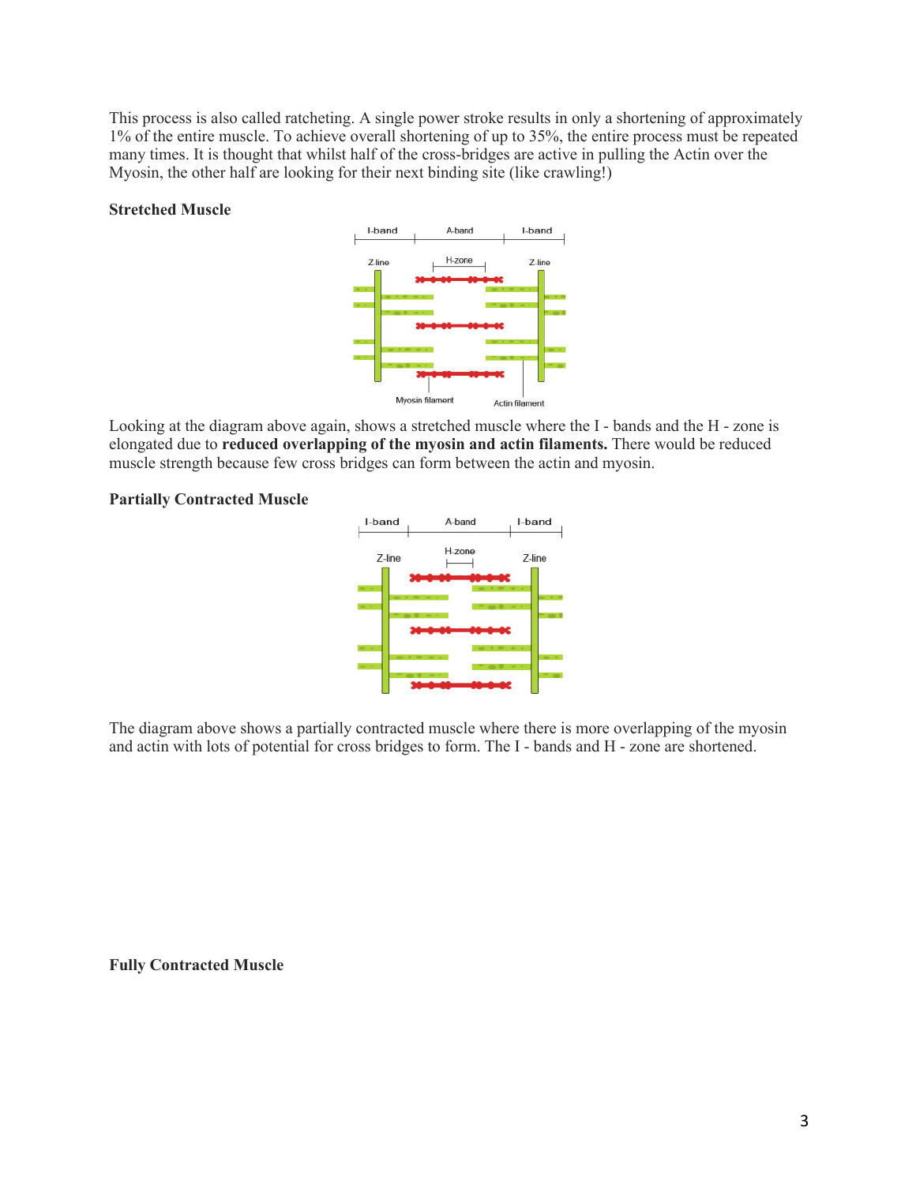This process is also called ratcheting. A single power stroke results in only a shortening of approximately 1% of the entire muscle. To achieve overall shortening of up to 35%, the entire process must be repeated many times. It is thought that whilst half of the cross-bridges are active in pulling the Actin over the Myosin, the other half are looking for their next binding site (like crawling!)

**Stretched Muscle**

Looking at the diagram above again, shows a stretched muscle where the I - bands and the H - zone is elongated due to **reduced overlapping of the myosin and actin filaments.** There would be reduced muscle strength because few cross bridges can form between the actin and myosin.

**Partially Contracted Muscle**

The diagram above shows a partially contracted muscle where there is more overlapping of the myosin and actin with lots of potential for cross bridges to form. The I - bands and H - zone are shortened.

**Fully Contracted Muscle**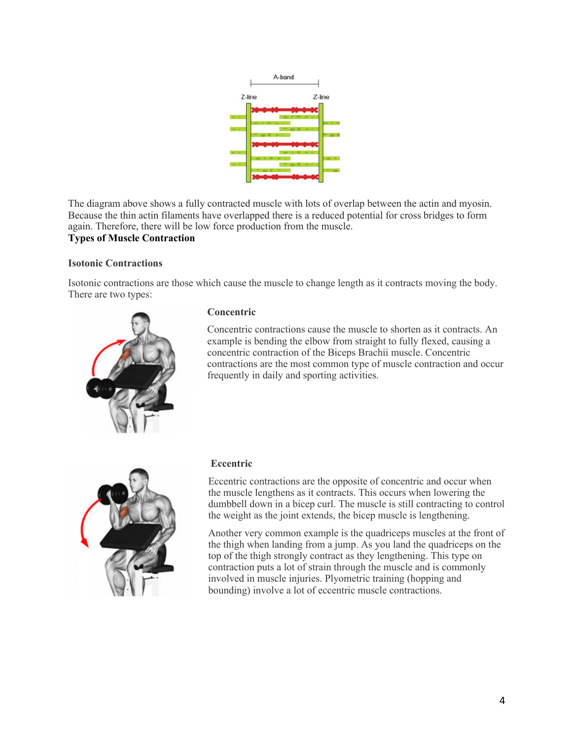The diagram above shows a fully contracted muscle with lots of overlap between the actin and myosin. Because the thin actin filaments have overlapped there is a reduced potential for cross bridges to form again. Therefore, there will be low force production from the muscle.

## Types of Muscle Contraction

### Isotonic Contractions

Isotonic contractions are those which cause the muscle to change length as it contracts moving the body. There are two types:

#### Concentric

Concentric contractions cause the muscle to shorten as it contracts. An example is bending the elbow from straight to fully flexed, causing a concentric contraction of the Biceps Brachii muscle. Concentric contractions are the most common type of muscle contraction and occur frequently in daily and sporting activities.

#### Eccentric

Eccentric contractions are the opposite of concentric and occur when the muscle lengthens as it contracts. This occurs when lowering the dumbbell down in a bicep curl. The muscle is still contracting to control the weight as the joint extends, the bicep muscle is lengthening.

Another very common example is the quadriceps muscles at the front of the thigh when landing from a jump. As you land the quadriceps on the top of the thigh strongly contract as they lengthening. This type on contraction puts a lot of strain through the muscle and is commonly involved in muscle injuries. Plyometric training (hopping and bounding) involve a lot of eccentric muscle contractions.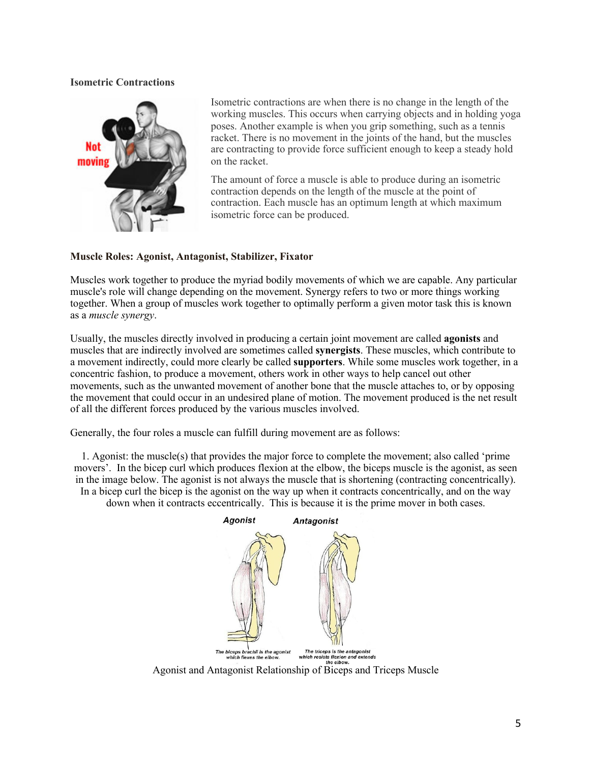**Isometric Contractions**

Isometric contractions are when there is no change in the length of the working muscles. This occurs when carrying objects and in holding yoga poses. Another example is when you grip something, such as a tennis racket. There is no movement in the joints of the hand, but the muscles are contracting to provide force sufficient enough to keep a steady hold on the racket.

The amount of force a muscle is able to produce during an isometric contraction depends on the length of the muscle at the point of contraction. Each muscle has an optimum length at which maximum isometric force can be produced.

**Muscle Roles: Agonist, Antagonist, Stabilizer, Fixator**

Muscles work together to produce the myriad bodily movements of which we are capable. Any particular muscle's role will change depending on the movement. Synergy refers to two or more things working together. When a group of muscles work together to optimally perform a given motor task this is known as a *muscle synergy*.

Usually, the muscles directly involved in producing a certain joint movement are called **agonists** and muscles that are indirectly involved are sometimes called **synergists**. These muscles, which contribute to a movement indirectly, could more clearly be called **supporters**. While some muscles work together, in a concentric fashion, to produce a movement, others work in other ways to help cancel out other movements, such as the unwanted movement of another bone that the muscle attaches to, or by opposing the movement that could occur in an undesired plane of motion. The movement produced is the net result of all the different forces produced by the various muscles involved.

Generally, the four roles a muscle can fulfill during movement are as follows:

1. Agonist: the muscle(s) that provides the major force to complete the movement; also called 'prime movers'. In the bicep curl which produces flexion at the elbow, the biceps muscle is the agonist, as seen in the image below. The agonist is not always the muscle that is shortening (contracting concentrically). In a bicep curl the bicep is the agonist on the way up when it contracts concentrically, and on the way down when it contracts eccentrically. This is because it is the prime mover in both cases.

Agonist and Antagonist Relationship of Biceps and Triceps Muscle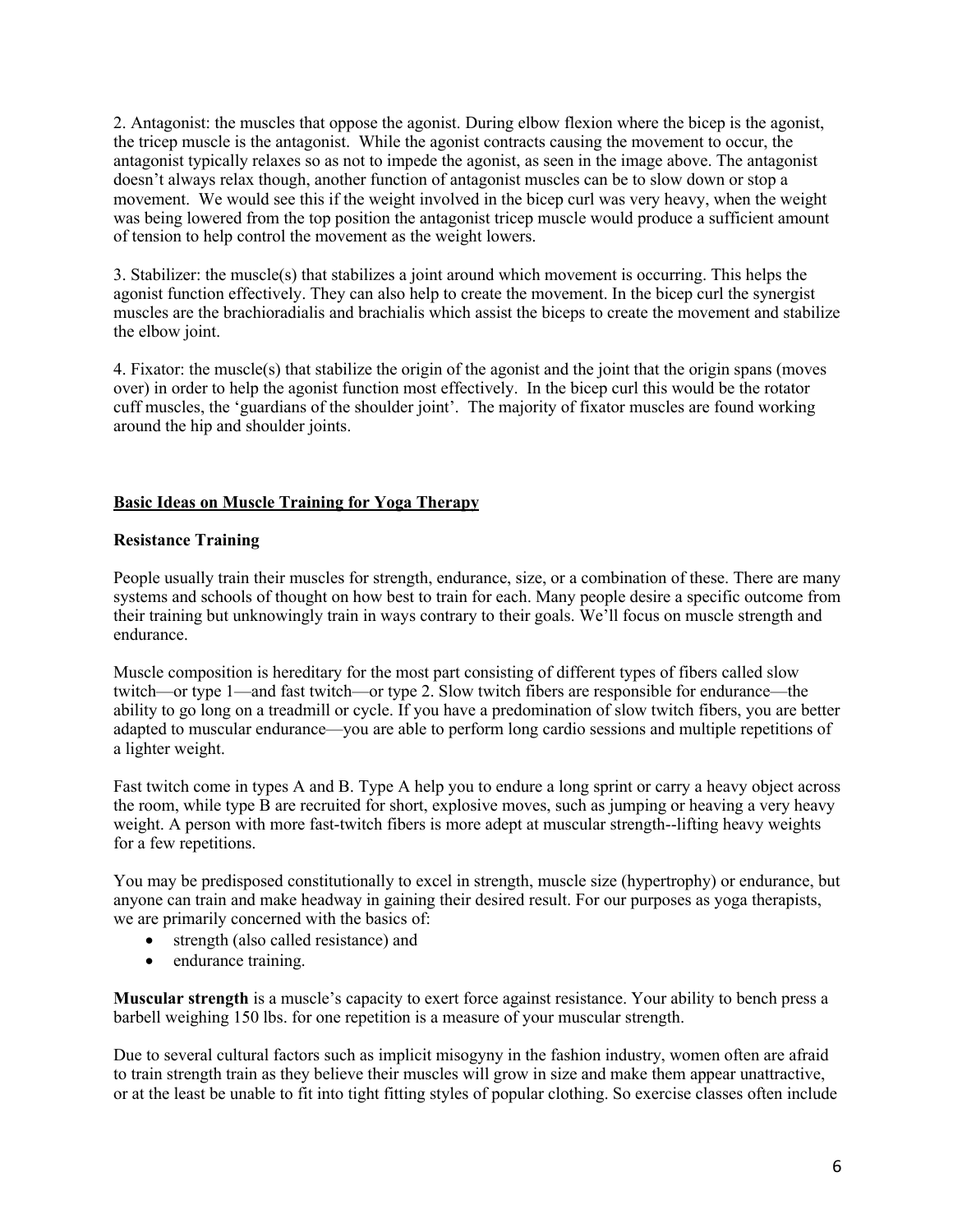2. Antagonist: the muscles that oppose the agonist. During elbow flexion where the bicep is the agonist, the tricep muscle is the antagonist. While the agonist contracts causing the movement to occur, the antagonist typically relaxes so as not to impede the agonist, as seen in the image above. The antagonist doesn't always relax though, another function of antagonist muscles can be to slow down or stop a movement. We would see this if the weight involved in the bicep curl was very heavy, when the weight was being lowered from the top position the antagonist tricep muscle would produce a sufficient amount of tension to help control the movement as the weight lowers.

3. Stabilizer: the muscle(s) that stabilizes a joint around which movement is occurring. This helps the agonist function effectively. They can also help to create the movement. In the bicep curl the synergist muscles are the brachioradialis and brachialis which assist the biceps to create the movement and stabilize the elbow joint.

4. Fixator: the muscle(s) that stabilize the origin of the agonist and the joint that the origin spans (moves over) in order to help the agonist function most effectively. In the bicep curl this would be the rotator cuff muscles, the 'guardians of the shoulder joint'. The majority of fixator muscles are found working around the hip and shoulder joints.

## <u>Basic Ideas on Muscle Training for Yoga Therapy</u>

### Resistance Training

People usually train their muscles for strength, endurance, size, or a combination of these. There are many systems and schools of thought on how best to train for each. Many people desire a specific outcome from their training but unknowingly train in ways contrary to their goals. We'll focus on muscle strength and endurance.

Muscle composition is hereditary for the most part consisting of different types of fibers called slow twitch—or type 1—and fast twitch—or type 2. Slow twitch fibers are responsible for endurance—the ability to go long on a treadmill or cycle. If you have a predomination of slow twitch fibers, you are better adapted to muscular endurance—you are able to perform long cardio sessions and multiple repetitions of a lighter weight.

Fast twitch come in types A and B. Type A help you to endure a long sprint or carry a heavy object across the room, while type B are recruited for short, explosive moves, such as jumping or heaving a very heavy weight. A person with more fast-twitch fibers is more adept at muscular strength--lifting heavy weights for a few repetitions.

You may be predisposed constitutionally to excel in strength, muscle size (hypertrophy) or endurance, but anyone can train and make headway in gaining their desired result. For our purposes as yoga therapists, we are primarily concerned with the basics of:

- strength (also called resistance) and
- endurance training.

**Muscular strength** is a muscle's capacity to exert force against resistance. Your ability to bench press a barbell weighing 150 lbs. for one repetition is a measure of your muscular strength.

Due to several cultural factors such as implicit misogyny in the fashion industry, women often are afraid to train strength train as they believe their muscles will grow in size and make them appear unattractive, or at the least be unable to fit into tight fitting styles of popular clothing. So exercise classes often include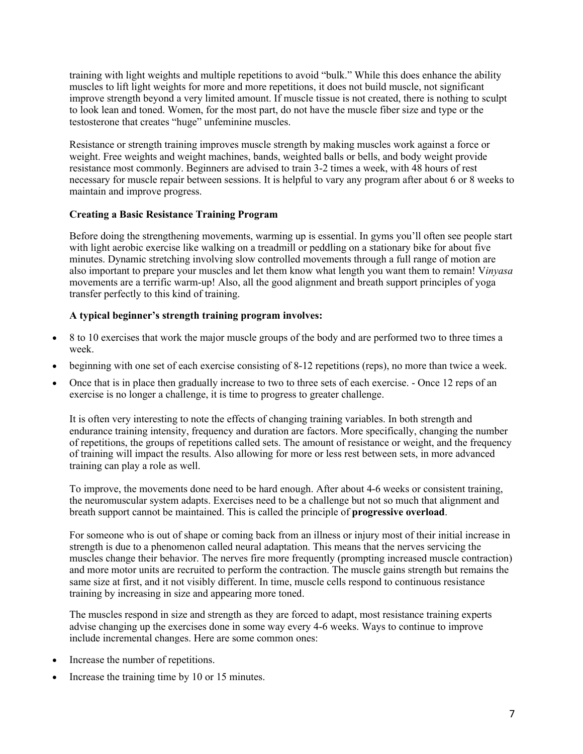training with light weights and multiple repetitions to avoid "bulk." While this does enhance the ability muscles to lift light weights for more and more repetitions, it does not build muscle, not significant improve strength beyond a very limited amount. If muscle tissue is not created, there is nothing to sculpt to look lean and toned. Women, for the most part, do not have the muscle fiber size and type or the testosterone that creates "huge" unfeminine muscles.

Resistance or strength training improves muscle strength by making muscles work against a force or weight. Free weights and weight machines, bands, weighted balls or bells, and body weight provide resistance most commonly. Beginners are advised to train 3-2 times a week, with 48 hours of rest necessary for muscle repair between sessions. It is helpful to vary any program after about 6 or 8 weeks to maintain and improve progress.

**Creating a Basic Resistance Training Program**

Before doing the strengthening movements, warming up is essential. In gyms you'll often see people start with light aerobic exercise like walking on a treadmill or peddling on a stationary bike for about five minutes. Dynamic stretching involving slow controlled movements through a full range of motion are also important to prepare your muscles and let them know what length you want them to remain! V*inyasa* movements are a terrific warm-up! Also, all the good alignment and breath support principles of yoga transfer perfectly to this kind of training.

**A typical beginner's strength training program involves:**

- 8 to 10 exercises that work the major muscle groups of the body and are performed two to three times a week.
- beginning with one set of each exercise consisting of 8-12 repetitions (reps), no more than twice a week.
- Once that is in place then gradually increase to two to three sets of each exercise. - Once 12 reps of an exercise is no longer a challenge, it is time to progress to greater challenge.

It is often very interesting to note the effects of changing training variables. In both strength and endurance training intensity, frequency and duration are factors. More specifically, changing the number of repetitions, the groups of repetitions called sets. The amount of resistance or weight, and the frequency of training will impact the results. Also allowing for more or less rest between sets, in more advanced training can play a role as well.

To improve, the movements done need to be hard enough. After about 4-6 weeks or consistent training, the neuromuscular system adapts. Exercises need to be a challenge but not so much that alignment and breath support cannot be maintained. This is called the principle of **progressive overload**.

For someone who is out of shape or coming back from an illness or injury most of their initial increase in strength is due to a phenomenon called neural adaptation. This means that the nerves servicing the muscles change their behavior. The nerves fire more frequently (prompting increased muscle contraction) and more motor units are recruited to perform the contraction. The muscle gains strength but remains the same size at first, and it not visibly different. In time, muscle cells respond to continuous resistance training by increasing in size and appearing more toned.

The muscles respond in size and strength as they are forced to adapt, most resistance training experts advise changing up the exercises done in some way every 4-6 weeks. Ways to continue to improve include incremental changes. Here are some common ones:

- Increase the number of repetitions.
- Increase the training time by 10 or 15 minutes.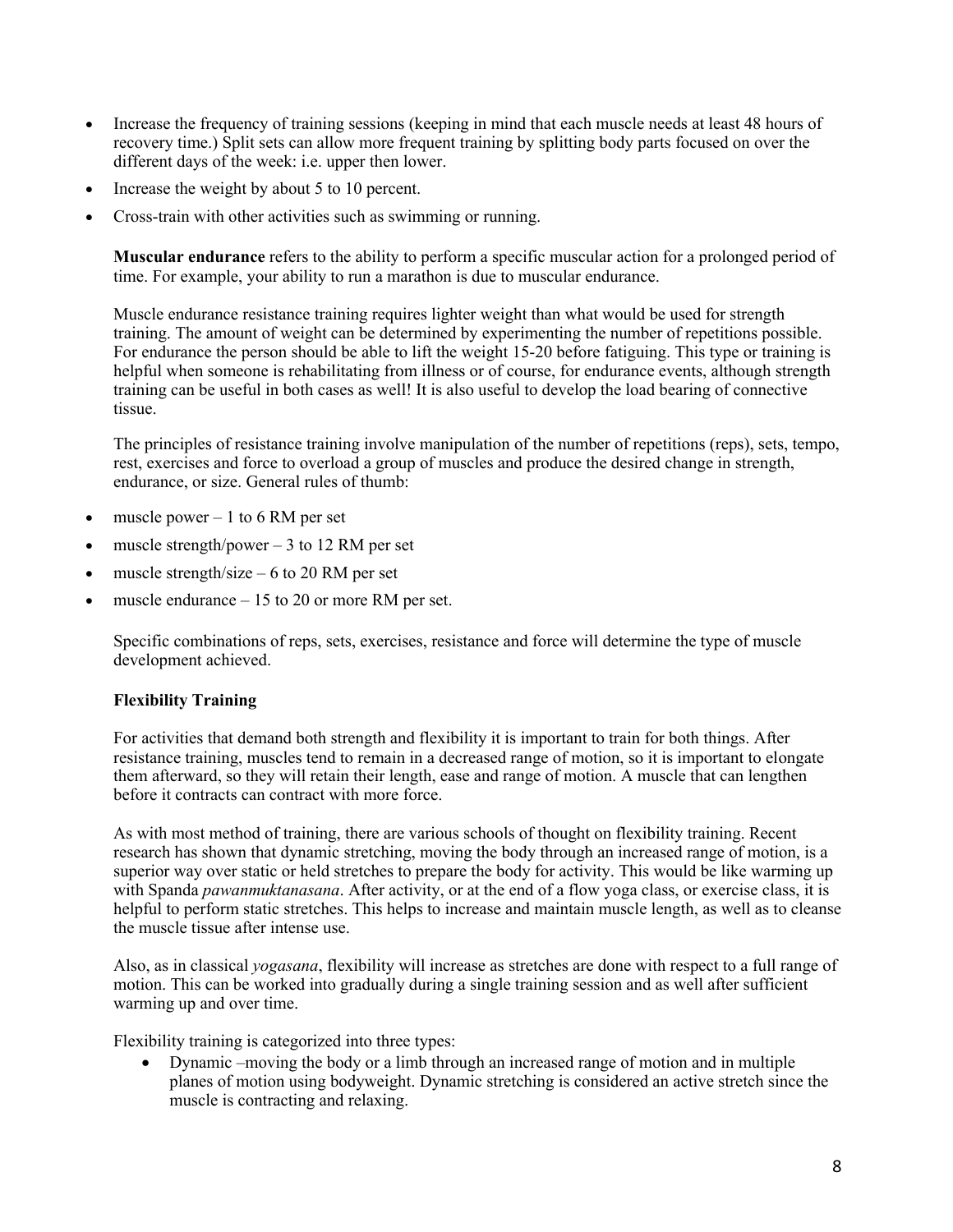- Increase the frequency of training sessions (keeping in mind that each muscle needs at least 48 hours of recovery time.) Split sets can allow more frequent training by splitting body parts focused on over the different days of the week: i.e. upper then lower.
- Increase the weight by about 5 to 10 percent.
- Cross-train with other activities such as swimming or running.

**Muscular endurance** refers to the ability to perform a specific muscular action for a prolonged period of time. For example, your ability to run a marathon is due to muscular endurance.

Muscle endurance resistance training requires lighter weight than what would be used for strength training. The amount of weight can be determined by experimenting the number of repetitions possible. For endurance the person should be able to lift the weight 15-20 before fatiguing. This type or training is helpful when someone is rehabilitating from illness or of course, for endurance events, although strength training can be useful in both cases as well! It is also useful to develop the load bearing of connective tissue.

The principles of resistance training involve manipulation of the number of repetitions (reps), sets, tempo, rest, exercises and force to overload a group of muscles and produce the desired change in strength, endurance, or size. General rules of thumb:

- muscle power – 1 to 6 RM per set
- muscle strength/power – 3 to 12 RM per set
- muscle strength/size – 6 to 20 RM per set
- muscle endurance – 15 to 20 or more RM per set.

Specific combinations of reps, sets, exercises, resistance and force will determine the type of muscle development achieved.

**Flexibility Training**

For activities that demand both strength and flexibility it is important to train for both things. After resistance training, muscles tend to remain in a decreased range of motion, so it is important to elongate them afterward, so they will retain their length, ease and range of motion. A muscle that can lengthen before it contracts can contract with more force.

As with most method of training, there are various schools of thought on flexibility training. Recent research has shown that dynamic stretching, moving the body through an increased range of motion, is a superior way over static or held stretches to prepare the body for activity. This would be like warming up with Spanda *pawanmuktanasana*. After activity, or at the end of a flow yoga class, or exercise class, it is helpful to perform static stretches. This helps to increase and maintain muscle length, as well as to cleanse the muscle tissue after intense use.

Also, as in classical *yogasana*, flexibility will increase as stretches are done with respect to a full range of motion. This can be worked into gradually during a single training session and as well after sufficient warming up and over time.

Flexibility training is categorized into three types:

- Dynamic –moving the body or a limb through an increased range of motion and in multiple planes of motion using bodyweight. Dynamic stretching is considered an active stretch since the muscle is contracting and relaxing.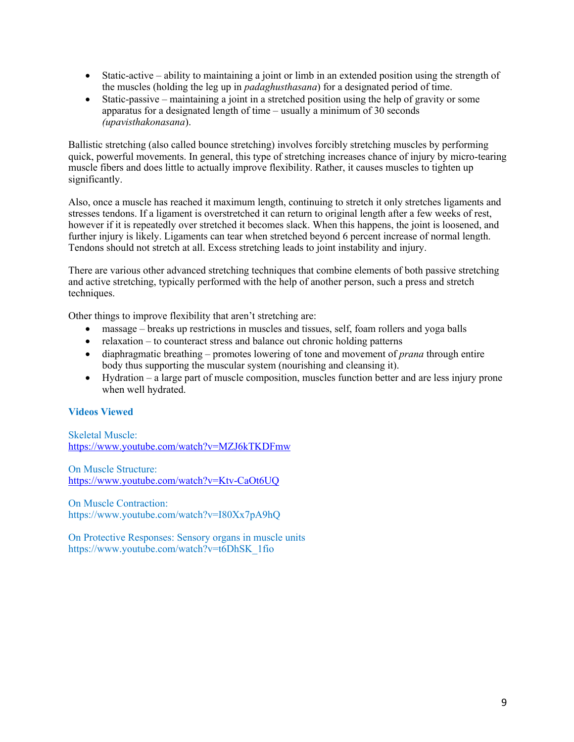- Static-active – ability to maintaining a joint or limb in an extended position using the strength of the muscles (holding the leg up in *padaghusthasana*) for a designated period of time.
- Static-passive – maintaining a joint in a stretched position using the help of gravity or some apparatus for a designated length of time – usually a minimum of 30 seconds *(upavisthakonasana*).

Ballistic stretching (also called bounce stretching) involves forcibly stretching muscles by performing quick, powerful movements. In general, this type of stretching increases chance of injury by micro-tearing muscle fibers and does little to actually improve flexibility. Rather, it causes muscles to tighten up significantly.

Also, once a muscle has reached it maximum length, continuing to stretch it only stretches ligaments and stresses tendons. If a ligament is overstretched it can return to original length after a few weeks of rest, however if it is repeatedly over stretched it becomes slack. When this happens, the joint is loosened, and further injury is likely. Ligaments can tear when stretched beyond 6 percent increase of normal length. Tendons should not stretch at all. Excess stretching leads to joint instability and injury.

There are various other advanced stretching techniques that combine elements of both passive stretching and active stretching, typically performed with the help of another person, such a press and stretch techniques.

Other things to improve flexibility that aren't stretching are:

- massage – breaks up restrictions in muscles and tissues, self, foam rollers and yoga balls
- relaxation – to counteract stress and balance out chronic holding patterns
- diaphragmatic breathing – promotes lowering of tone and movement of *prana* through entire body thus supporting the muscular system (nourishing and cleansing it).
- Hydration – a large part of muscle composition, muscles function better and are less injury prone when well hydrated.

### Videos Viewed

Skeletal Muscle:
https://www.youtube.com/watch?v=MZJ6kTKDFmw

On Muscle Structure:
https://www.youtube.com/watch?v=Ktv-CaOt6UQ

On Muscle Contraction:
https://www.youtube.com/watch?v=I80Xx7pA9hQ

On Protective Responses: Sensory organs in muscle units
https://www.youtube.com/watch?v=t6DhSK_1fio